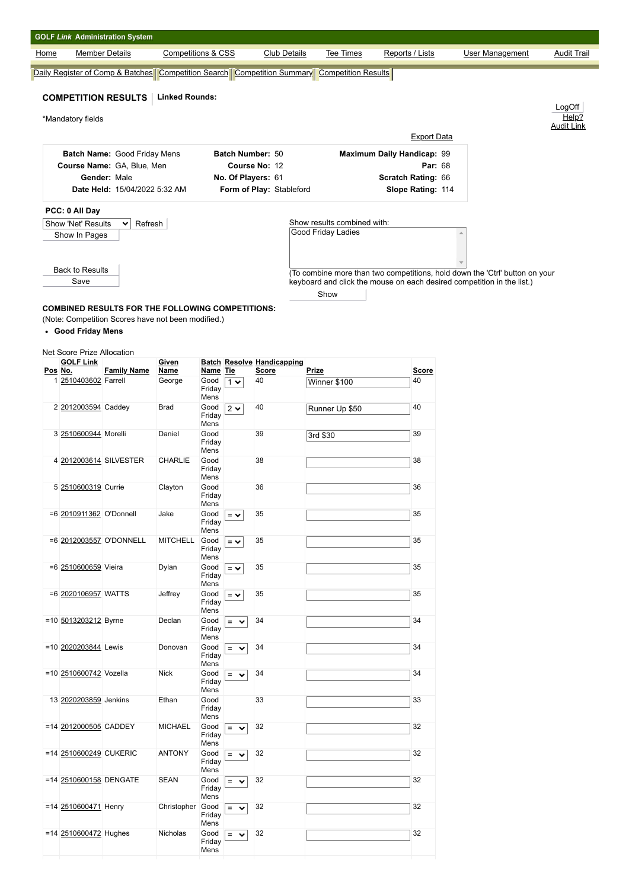GOLF *Link* Administration System

Home | Member Details | Competitions & CSS | Club Details | Tee Times | Reports / Lists | User Management | Audit Trail

Daily Register of Comp & Batches | Competition Search | Competition Summary | Competition Results

## COMPETITION RESULTS | Linked Rounds:

LogOff
Help?
Audit Link

*Mandatory fields

Export Data

| | | | | | |
|---|---|---|---|---|---|
| **Batch Name:** | Good Friday Mens | **Batch Number:** | 50 | **Maximum Daily Handicap:** | 99 |
| **Course Name:** | GA, Blue, Men | **Course No:** | 12 | **Par:** | 68 |
| **Gender:** | Male | **No. Of Players:** | 61 | **Scratch Rating:** | 66 |
| **Date Held:** | 15/04/2022 5:32 AM | **Form of Play:** | Stableford | **Slope Rating:** | 114 |

**PCC: 0 All Day**

Show 'Net' Results | Refresh

Show In Pages

Back to Results

Save

Show results combined with:

Good Friday Ladies

(To combine more than two competitions, hold down the 'Ctrl' button on your keyboard and click the mouse on each desired competition in the list.)

Show

**COMBINED RESULTS FOR THE FOLLOWING COMPETITIONS:**

(Note: Competition Scores have not been modified.)

- **Good Friday Mens**

Net Score Prize Allocation

| Pos | GOLF Link No. | Family Name | Given Name | Batch Name | Resolve Tie | Handicapping Score | Prize | Score |
|---|---|---|---|---|---|---|---|---|
| 1 | 2510403602 | Farrell | George | Good Friday Mens | 1 | 40 | Winner $100 | 40 |
| 2 | 2012003594 | Caddey | Brad | Good Friday Mens | 2 | 40 | Runner Up $50 | 40 |
| 3 | 2510600944 | Morelli | Daniel | Good Friday Mens | | 39 | 3rd $30 | 39 |
| 4 | 2012003614 | SILVESTER | CHARLIE | Good Friday Mens | | 38 | | 38 |
| 5 | 2510600319 | Currie | Clayton | Good Friday Mens | | 36 | | 36 |
| =6 | 2010911362 | O'Donnell | Jake | Good Friday Mens | = | 35 | | 35 |
| =6 | 2012003557 | O'DONNELL | MITCHELL | Good Friday Mens | = | 35 | | 35 |
| =6 | 2510600659 | Vieira | Dylan | Good Friday Mens | = | 35 | | 35 |
| =6 | 2020106957 | WATTS | Jeffrey | Good Friday Mens | = | 35 | | 35 |
| =10 | 5013203212 | Byrne | Declan | Good Friday Mens | = | 34 | | 34 |
| =10 | 2020203844 | Lewis | Donovan | Good Friday Mens | = | 34 | | 34 |
| =10 | 2510600742 | Vozella | Nick | Good Friday Mens | = | 34 | | 34 |
| 13 | 2020203859 | Jenkins | Ethan | Good Friday Mens | | 33 | | 33 |
| =14 | 2012000505 | CADDEY | MICHAEL | Good Friday Mens | = | 32 | | 32 |
| =14 | 2510600249 | CUKERIC | ANTONY | Good Friday Mens | = | 32 | | 32 |
| =14 | 2510600158 | DENGATE | SEAN | Good Friday Mens | = | 32 | | 32 |
| =14 | 2510600471 | Henry | Christopher | Good Friday Mens | = | 32 | | 32 |
| =14 | 2510600472 | Hughes | Nicholas | Good Friday Mens | = | 32 | | 32 |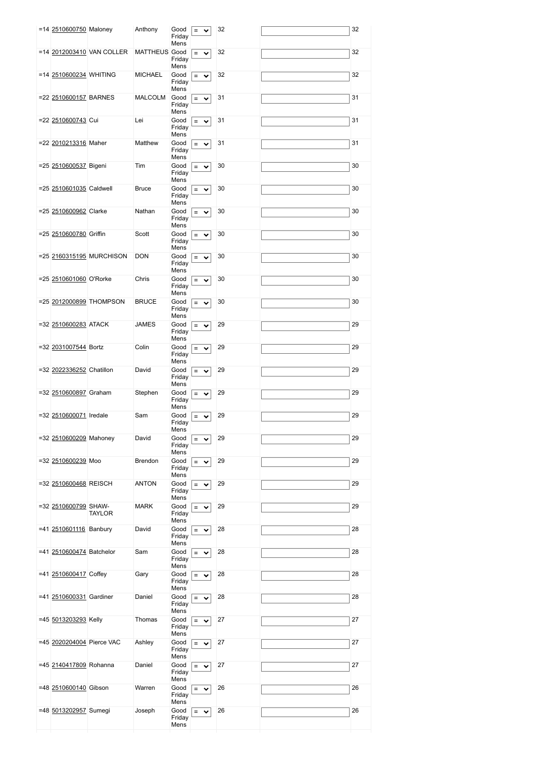| =14 | 2510600750 | Maloney | Anthony | Good Friday Mens | = | 32 | | 32 |
|---|---|---|---|---|---|---|---|---|
| =14 | 2012003410 | VAN COLLER | MATTHEUS | Good Friday Mens | = | 32 | | 32 |
| =14 | 2510600234 | WHITING | MICHAEL | Good Friday Mens | = | 32 | | 32 |
| =22 | 2510600157 | BARNES | MALCOLM | Good Friday Mens | = | 31 | | 31 |
| =22 | 2510600743 | Cui | Lei | Good Friday Mens | = | 31 | | 31 |
| =22 | 2010213316 | Maher | Matthew | Good Friday Mens | = | 31 | | 31 |
| =25 | 2510600537 | Bigeni | Tim | Good Friday Mens | = | 30 | | 30 |
| =25 | 2510601035 | Caldwell | Bruce | Good Friday Mens | = | 30 | | 30 |
| =25 | 2510600962 | Clarke | Nathan | Good Friday Mens | = | 30 | | 30 |
| =25 | 2510600780 | Griffin | Scott | Good Friday Mens | = | 30 | | 30 |
| =25 | 2160315195 | MURCHISON | DON | Good Friday Mens | = | 30 | | 30 |
| =25 | 2510601060 | O'Rorke | Chris | Good Friday Mens | = | 30 | | 30 |
| =25 | 2012000899 | THOMPSON | BRUCE | Good Friday Mens | = | 30 | | 30 |
| =32 | 2510600283 | ATACK | JAMES | Good Friday Mens | = | 29 | | 29 |
| =32 | 2031007544 | Bortz | Colin | Good Friday Mens | = | 29 | | 29 |
| =32 | 2022336252 | Chatillon | David | Good Friday Mens | = | 29 | | 29 |
| =32 | 2510600897 | Graham | Stephen | Good Friday Mens | = | 29 | | 29 |
| =32 | 2510600071 | Iredale | Sam | Good Friday Mens | = | 29 | | 29 |
| =32 | 2510600209 | Mahoney | David | Good Friday Mens | = | 29 | | 29 |
| =32 | 2510600239 | Moo | Brendon | Good Friday Mens | = | 29 | | 29 |
| =32 | 2510600468 | REISCH | ANTON | Good Friday Mens | = | 29 | | 29 |
| =32 | 2510600799 | SHAW-TAYLOR | MARK | Good Friday Mens | = | 29 | | 29 |
| =41 | 2510601116 | Banbury | David | Good Friday Mens | = | 28 | | 28 |
| =41 | 2510600474 | Batchelor | Sam | Good Friday Mens | = | 28 | | 28 |
| =41 | 2510600417 | Coffey | Gary | Good Friday Mens | = | 28 | | 28 |
| =41 | 2510600331 | Gardiner | Daniel | Good Friday Mens | = | 28 | | 28 |
| =45 | 5013203293 | Kelly | Thomas | Good Friday Mens | = | 27 | | 27 |
| =45 | 2020204004 | Pierce VAC | Ashley | Good Friday Mens | = | 27 | | 27 |
| =45 | 2140417809 | Rohanna | Daniel | Good Friday Mens | = | 27 | | 27 |
| =48 | 2510600140 | Gibson | Warren | Good Friday Mens | = | 26 | | 26 |
| =48 | 5013202957 | Sumegi | Joseph | Good Friday Mens | = | 26 | | 26 |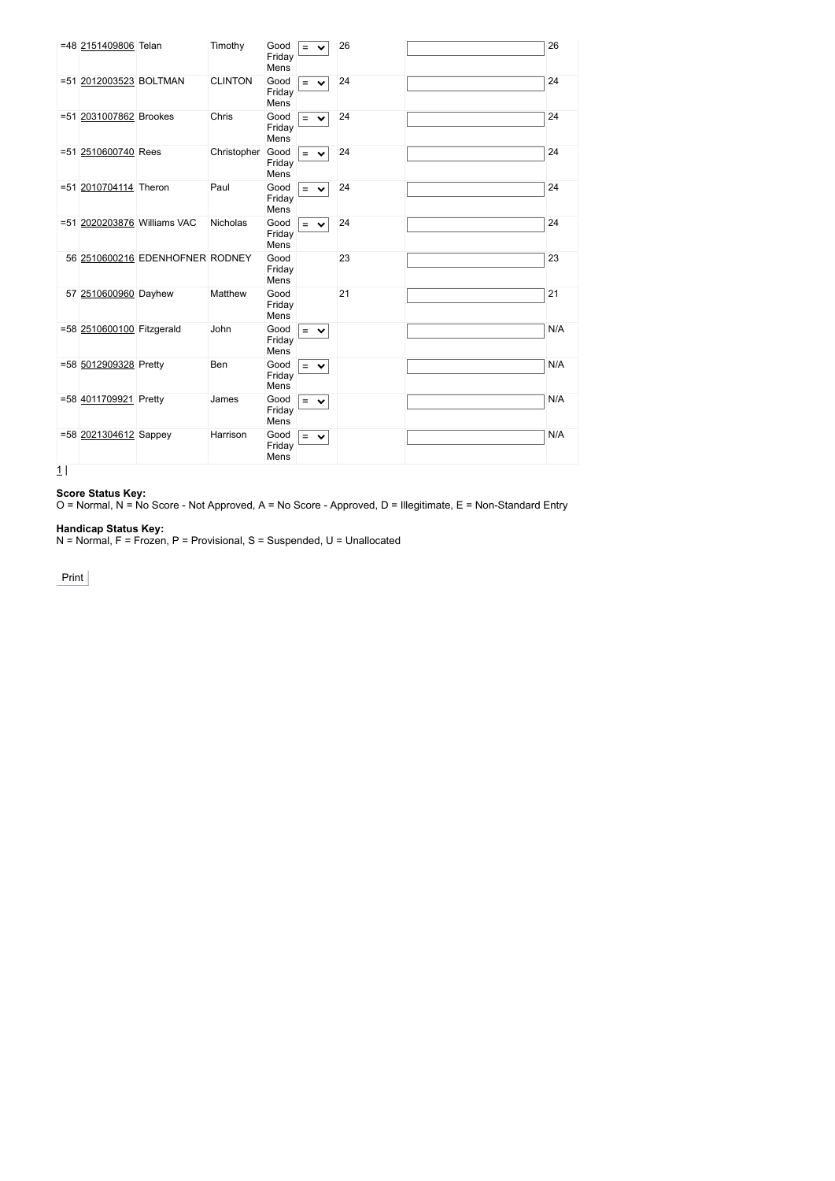| | | | | | | | | |
|---|---|---|---|---|---|---|---|---|
| =48 | 2151409806 | Telan | Timothy | Good Friday Mens | = | 26 | | 26 |
| =51 | 2012003523 | BOLTMAN | CLINTON | Good Friday Mens | = | 24 | | 24 |
| =51 | 2031007862 | Brookes | Chris | Good Friday Mens | = | 24 | | 24 |
| =51 | 2510600740 | Rees | Christopher | Good Friday Mens | = | 24 | | 24 |
| =51 | 2010704114 | Theron | Paul | Good Friday Mens | = | 24 | | 24 |
| =51 | 2020203876 | Williams VAC | Nicholas | Good Friday Mens | = | 24 | | 24 |
| 56 | 2510600216 | EDENHOFNER | RODNEY | Good Friday Mens | | 23 | | 23 |
| 57 | 2510600960 | Dayhew | Matthew | Good Friday Mens | | 21 | | 21 |
| =58 | 2510600100 | Fitzgerald | John | Good Friday Mens | = | | | N/A |
| =58 | 5012909328 | Pretty | Ben | Good Friday Mens | = | | | N/A |
| =58 | 4011709921 | Pretty | James | Good Friday Mens | = | | | N/A |
| =58 | 2021304612 | Sappey | Harrison | Good Friday Mens | = | | | N/A |

1 |

**Score Status Key:**
O = Normal, N = No Score - Not Approved, A = No Score - Approved, D = Illegitimate, E = Non-Standard Entry

**Handicap Status Key:**
N = Normal, F = Frozen, P = Provisional, S = Suspended, U = Unallocated

Print